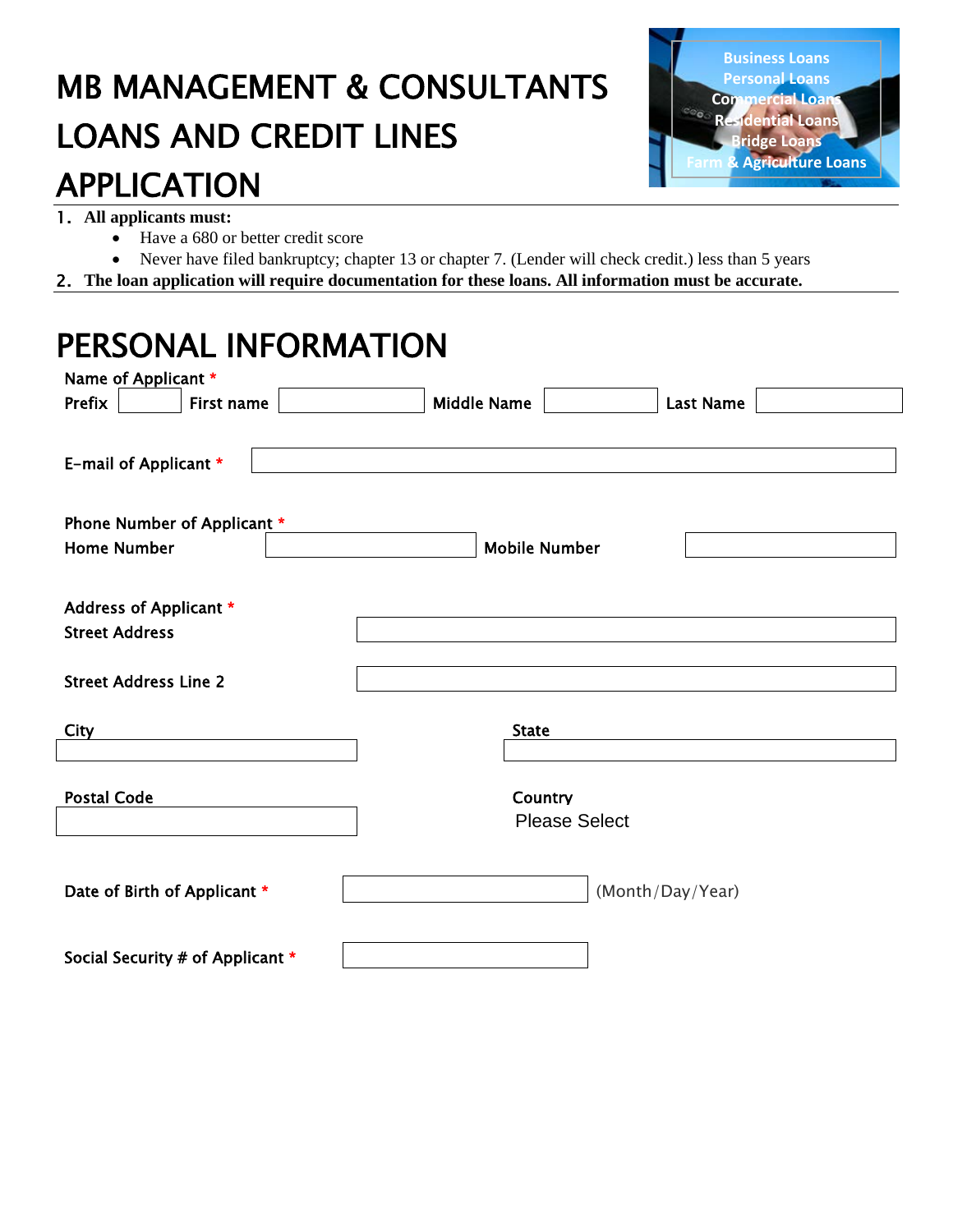# MB MANAGEMENT & CONSULTANTS LOANS AND CREDIT LINES APPLICATION

Business Loans
Personal Loans
Commercial Loans
Residential Loans
Bridge Loans
Farm & Agriculture Loans

1. **All applicants must:**
   - Have a 680 or better credit score
   - Never have filed bankruptcy; chapter 13 or chapter 7. (Lender will check credit.) less than 5 years
2. **The loan application will require documentation for these loans. All information must be accurate.**

# PERSONAL INFORMATION

**Name of Applicant** *

**Prefix** ______ **First name** ______ **Middle Name** ______ **Last Name** ______

**E-mail of Applicant** * ______

**Phone Number of Applicant** *

**Home Number** ______ **Mobile Number** ______

**Address of Applicant** *

**Street Address** ______

**Street Address Line 2** ______

**City** ______ **State** ______

**Postal Code** ______ **Country** Please Select

**Date of Birth of Applicant** * ______ (Month/Day/Year)

**Social Security # of Applicant** * ______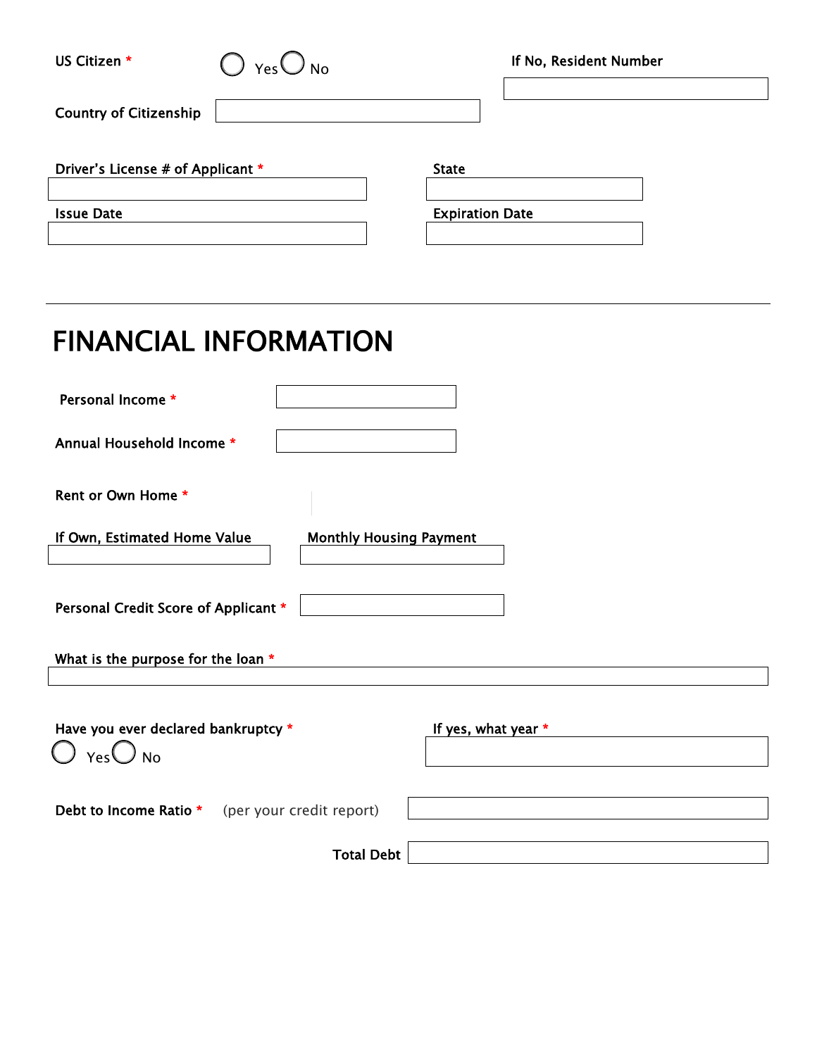US Citizen * ◯ Yes ◯ No

If No, Resident Number

Country of Citizenship

Driver's License # of Applicant *

State

Issue Date

Expiration Date

---

# FINANCIAL INFORMATION

Personal Income *

Annual Household Income *

Rent or Own Home *

If Own, Estimated Home Value

Monthly Housing Payment

Personal Credit Score of Applicant *

What is the purpose for the loan *

Have you ever declared bankruptcy *
◯ Yes ◯ No

If yes, what year *

Debt to Income Ratio * (per your credit report)

Total Debt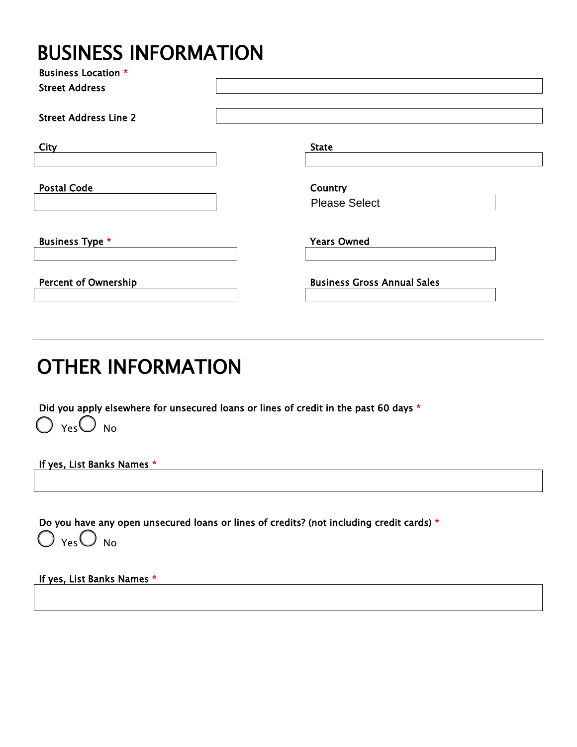# BUSINESS INFORMATION

**Business Location** *

**Street Address**

**Street Address Line 2**

**City**

**State**

**Postal Code**

**Country**

Please Select

**Business Type** *

**Years Owned**

**Percent of Ownership**

**Business Gross Annual Sales**

---

# OTHER INFORMATION

**Did you apply elsewhere for unsecured loans or lines of credit in the past 60 days** *

○ Yes ○ No

**If yes, List Banks Names** *

**Do you have any open unsecured loans or lines of credits? (not including credit cards)** *

○ Yes ○ No

**If yes, List Banks Names** *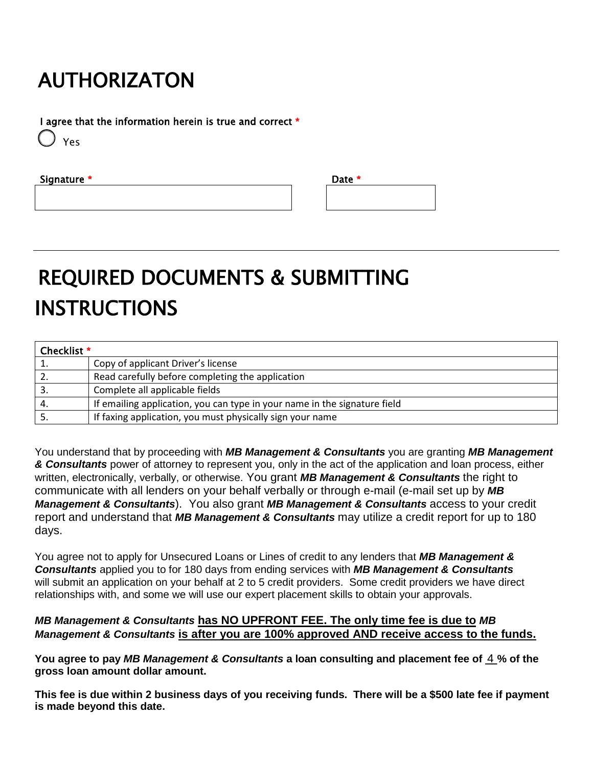# AUTHORIZATON

I agree that the information herein is true and correct *

○ Yes

Signature *

Date *

# REQUIRED DOCUMENTS & SUBMITTING INSTRUCTIONS

| Checklist * | |
|---|---|
| 1. | Copy of applicant Driver's license |
| 2. | Read carefully before completing the application |
| 3. | Complete all applicable fields |
| 4. | If emailing application, you can type in your name in the signature field |
| 5. | If faxing application, you must physically sign your name |

You understand that by proceeding with ***MB Management & Consultants*** you are granting ***MB Management & Consultants*** power of attorney to represent you, only in the act of the application and loan process, either written, electronically, verbally, or otherwise. You grant ***MB Management & Consultants*** the right to communicate with all lenders on your behalf verbally or through e-mail (e-mail set up by ***MB Management & Consultants***). You also grant ***MB Management & Consultants*** access to your credit report and understand that ***MB Management & Consultants*** may utilize a credit report for up to 180 days.

You agree not to apply for Unsecured Loans or Lines of credit to any lenders that ***MB Management & Consultants*** applied you to for 180 days from ending services with ***MB Management & Consultants*** will submit an application on your behalf at 2 to 5 credit providers. Some credit providers we have direct relationships with, and some we will use our expert placement skills to obtain your approvals.

***MB Management & Consultants* has NO UPFRONT FEE. The only time fee is due to *MB Management & Consultants* is after you are 100% approved AND receive access to the funds.**

**You agree to pay *MB Management & Consultants* a loan consulting and placement fee of 4 % of the gross loan amount dollar amount.**

**This fee is due within 2 business days of you receiving funds. There will be a $500 late fee if payment is made beyond this date.**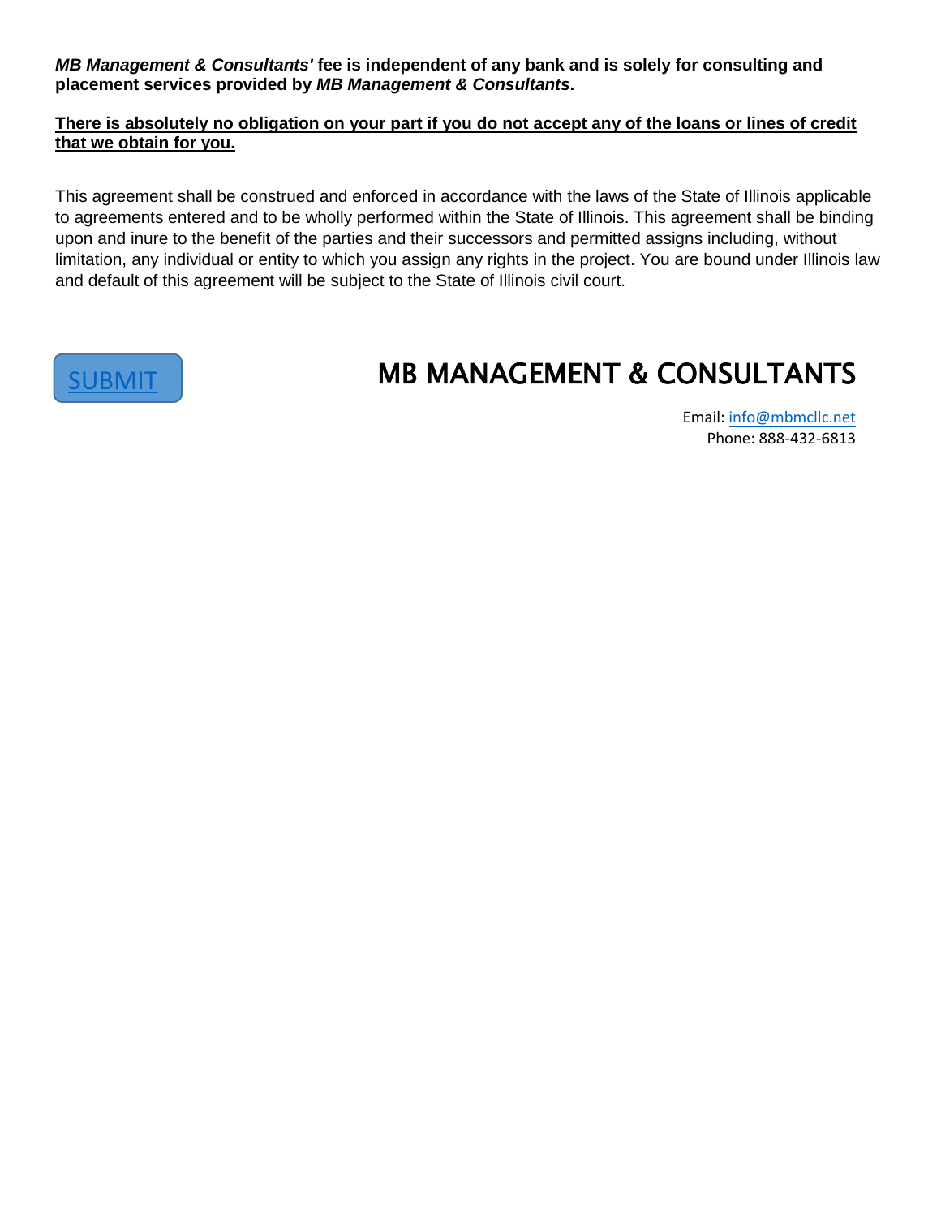***MB Management & Consultants'* fee is independent of any bank and is solely for consulting and placement services provided by *MB Management & Consultants*.**

<u>**There is absolutely no obligation on your part if you do not accept any of the loans or lines of credit that we obtain for you.**</u>

This agreement shall be construed and enforced in accordance with the laws of the State of Illinois applicable to agreements entered and to be wholly performed within the State of Illinois. This agreement shall be binding upon and inure to the benefit of the parties and their successors and permitted assigns including, without limitation, any individual or entity to which you assign any rights in the project. You are bound under Illinois law and default of this agreement will be subject to the State of Illinois civil court.

SUBMIT

## MB MANAGEMENT & CONSULTANTS

Email: info@mbmcllc.net
Phone: 888-432-6813